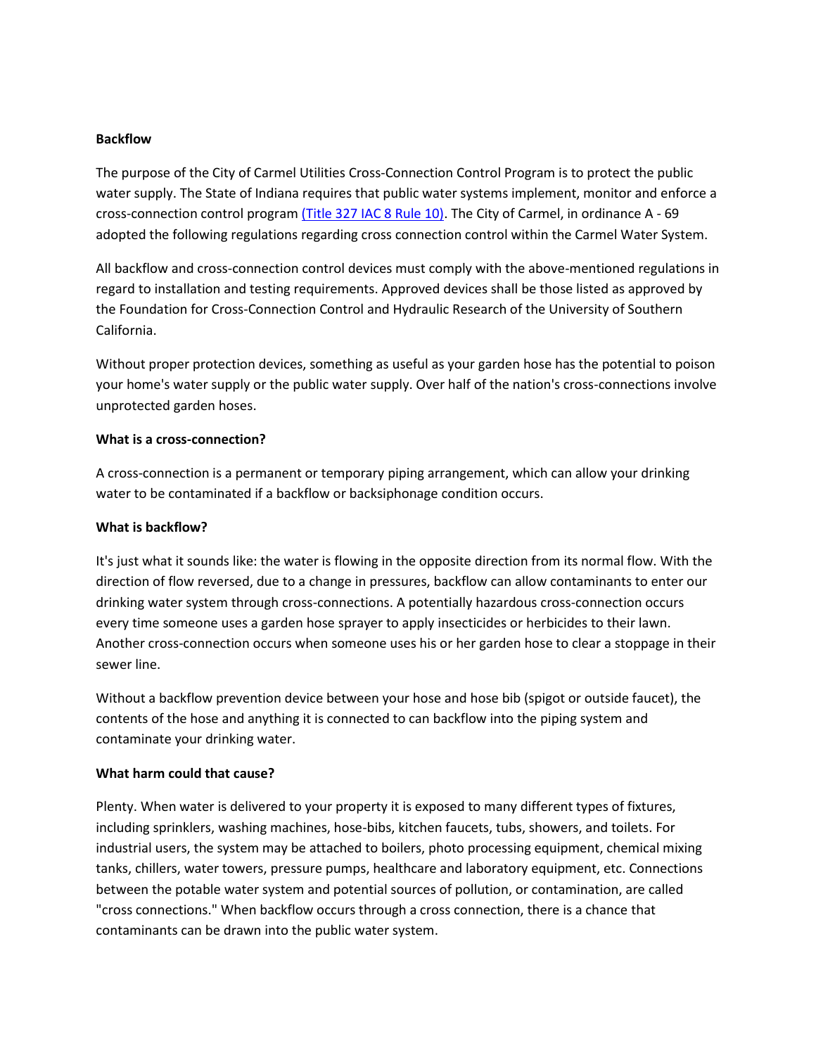**Backflow**

The purpose of the City of Carmel Utilities Cross-Connection Control Program is to protect the public water supply. The State of Indiana requires that public water systems implement, monitor and enforce a cross-connection control program [(Title 327 IAC 8 Rule 10)](). The City of Carmel, in ordinance A - 69 adopted the following regulations regarding cross connection control within the Carmel Water System.

All backflow and cross-connection control devices must comply with the above-mentioned regulations in regard to installation and testing requirements. Approved devices shall be those listed as approved by the Foundation for Cross-Connection Control and Hydraulic Research of the University of Southern California.

Without proper protection devices, something as useful as your garden hose has the potential to poison your home's water supply or the public water supply. Over half of the nation's cross-connections involve unprotected garden hoses.

**What is a cross-connection?**

A cross-connection is a permanent or temporary piping arrangement, which can allow your drinking water to be contaminated if a backflow or backsiphonage condition occurs.

**What is backflow?**

It's just what it sounds like: the water is flowing in the opposite direction from its normal flow. With the direction of flow reversed, due to a change in pressures, backflow can allow contaminants to enter our drinking water system through cross-connections. A potentially hazardous cross-connection occurs every time someone uses a garden hose sprayer to apply insecticides or herbicides to their lawn. Another cross-connection occurs when someone uses his or her garden hose to clear a stoppage in their sewer line.

Without a backflow prevention device between your hose and hose bib (spigot or outside faucet), the contents of the hose and anything it is connected to can backflow into the piping system and contaminate your drinking water.

**What harm could that cause?**

Plenty. When water is delivered to your property it is exposed to many different types of fixtures, including sprinklers, washing machines, hose-bibs, kitchen faucets, tubs, showers, and toilets. For industrial users, the system may be attached to boilers, photo processing equipment, chemical mixing tanks, chillers, water towers, pressure pumps, healthcare and laboratory equipment, etc. Connections between the potable water system and potential sources of pollution, or contamination, are called "cross connections." When backflow occurs through a cross connection, there is a chance that contaminants can be drawn into the public water system.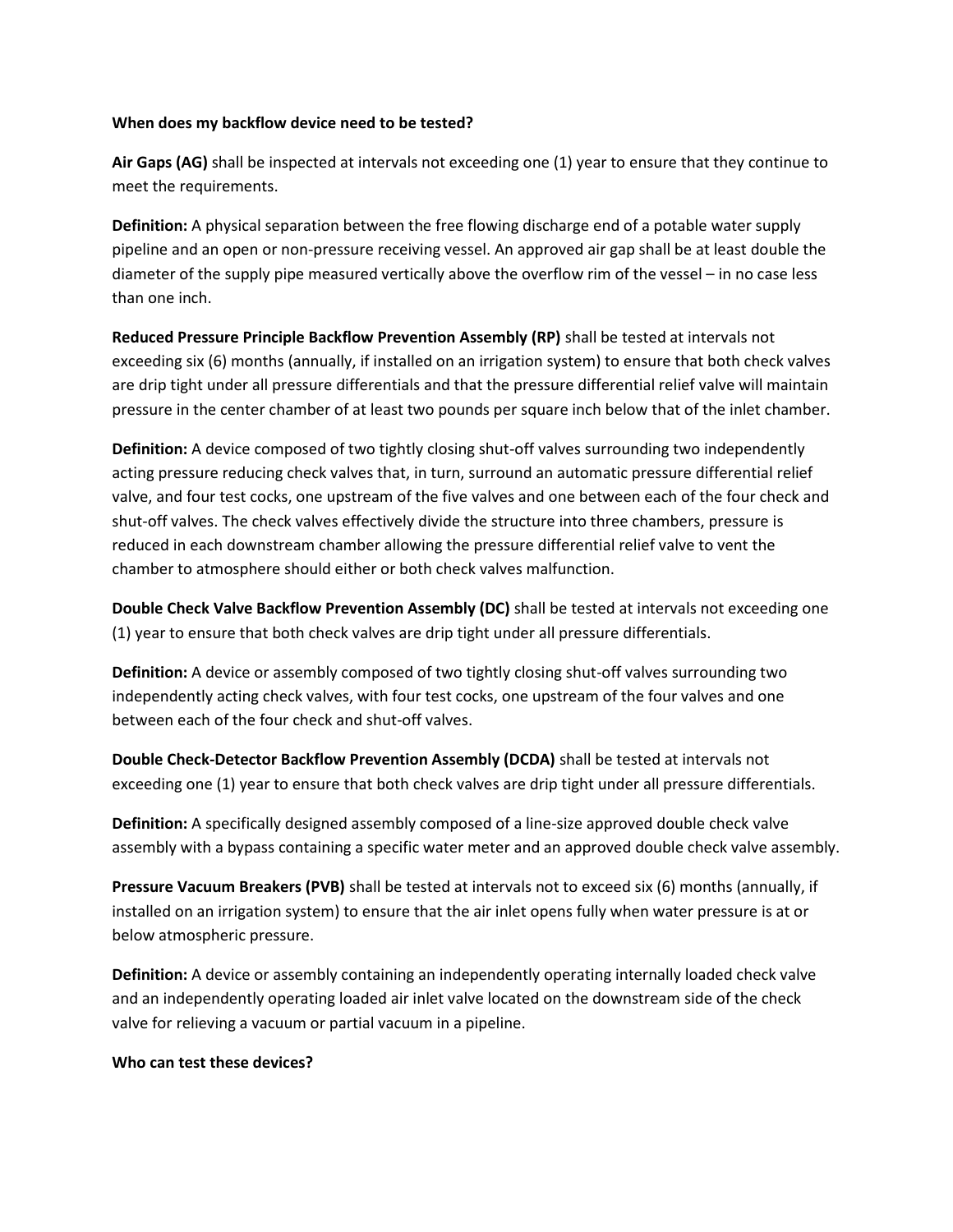**When does my backflow device need to be tested?**

**Air Gaps (AG)** shall be inspected at intervals not exceeding one (1) year to ensure that they continue to meet the requirements.

**Definition:** A physical separation between the free flowing discharge end of a potable water supply pipeline and an open or non-pressure receiving vessel. An approved air gap shall be at least double the diameter of the supply pipe measured vertically above the overflow rim of the vessel – in no case less than one inch.

**Reduced Pressure Principle Backflow Prevention Assembly (RP)** shall be tested at intervals not exceeding six (6) months (annually, if installed on an irrigation system) to ensure that both check valves are drip tight under all pressure differentials and that the pressure differential relief valve will maintain pressure in the center chamber of at least two pounds per square inch below that of the inlet chamber.

**Definition:** A device composed of two tightly closing shut-off valves surrounding two independently acting pressure reducing check valves that, in turn, surround an automatic pressure differential relief valve, and four test cocks, one upstream of the five valves and one between each of the four check and shut-off valves. The check valves effectively divide the structure into three chambers, pressure is reduced in each downstream chamber allowing the pressure differential relief valve to vent the chamber to atmosphere should either or both check valves malfunction.

**Double Check Valve Backflow Prevention Assembly (DC)** shall be tested at intervals not exceeding one (1) year to ensure that both check valves are drip tight under all pressure differentials.

**Definition:** A device or assembly composed of two tightly closing shut-off valves surrounding two independently acting check valves, with four test cocks, one upstream of the four valves and one between each of the four check and shut-off valves.

**Double Check-Detector Backflow Prevention Assembly (DCDA)** shall be tested at intervals not exceeding one (1) year to ensure that both check valves are drip tight under all pressure differentials.

**Definition:** A specifically designed assembly composed of a line-size approved double check valve assembly with a bypass containing a specific water meter and an approved double check valve assembly.

**Pressure Vacuum Breakers (PVB)** shall be tested at intervals not to exceed six (6) months (annually, if installed on an irrigation system) to ensure that the air inlet opens fully when water pressure is at or below atmospheric pressure.

**Definition:** A device or assembly containing an independently operating internally loaded check valve and an independently operating loaded air inlet valve located on the downstream side of the check valve for relieving a vacuum or partial vacuum in a pipeline.

**Who can test these devices?**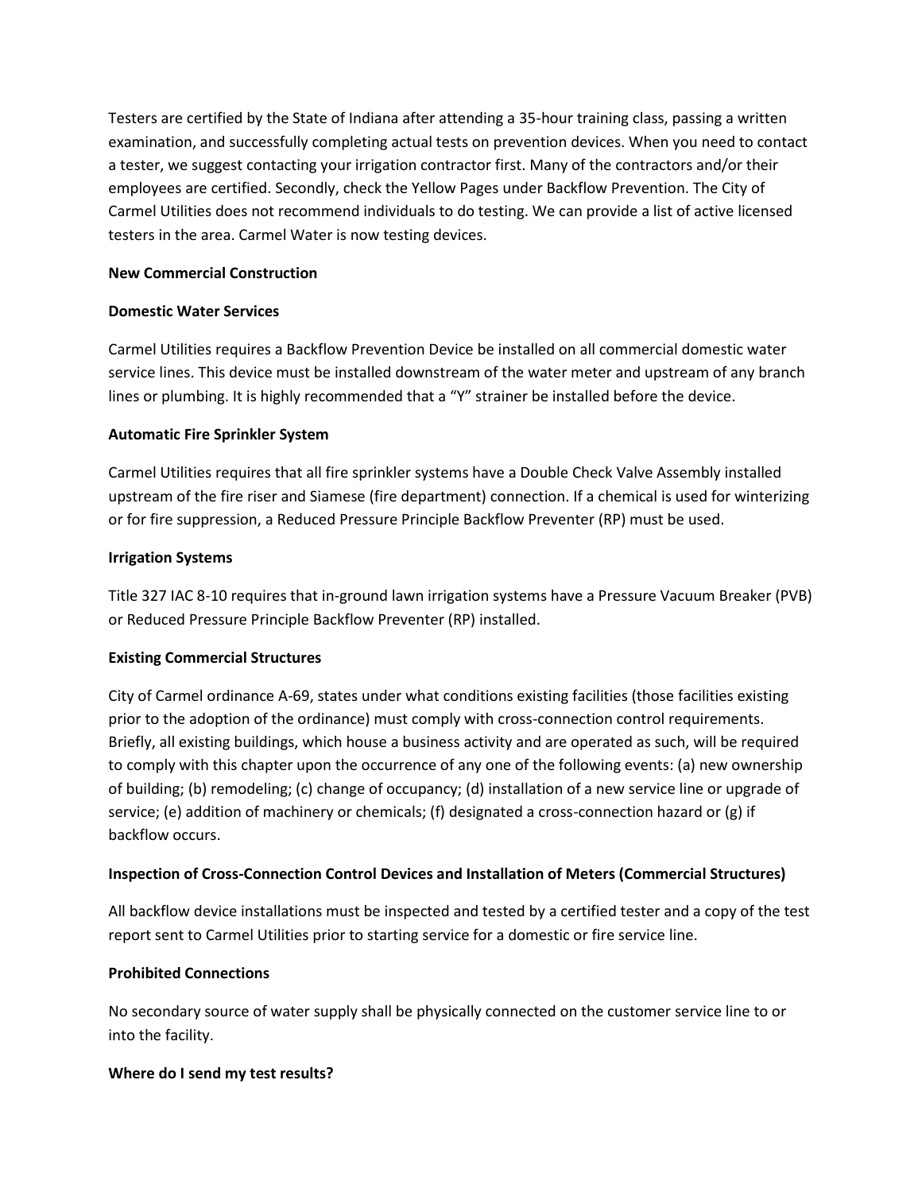Testers are certified by the State of Indiana after attending a 35-hour training class, passing a written examination, and successfully completing actual tests on prevention devices. When you need to contact a tester, we suggest contacting your irrigation contractor first. Many of the contractors and/or their employees are certified. Secondly, check the Yellow Pages under Backflow Prevention. The City of Carmel Utilities does not recommend individuals to do testing. We can provide a list of active licensed testers in the area. Carmel Water is now testing devices.

**New Commercial Construction**

**Domestic Water Services**

Carmel Utilities requires a Backflow Prevention Device be installed on all commercial domestic water service lines. This device must be installed downstream of the water meter and upstream of any branch lines or plumbing. It is highly recommended that a "Y" strainer be installed before the device.

**Automatic Fire Sprinkler System**

Carmel Utilities requires that all fire sprinkler systems have a Double Check Valve Assembly installed upstream of the fire riser and Siamese (fire department) connection. If a chemical is used for winterizing or for fire suppression, a Reduced Pressure Principle Backflow Preventer (RP) must be used.

**Irrigation Systems**

Title 327 IAC 8-10 requires that in-ground lawn irrigation systems have a Pressure Vacuum Breaker (PVB) or Reduced Pressure Principle Backflow Preventer (RP) installed.

**Existing Commercial Structures**

City of Carmel ordinance A-69, states under what conditions existing facilities (those facilities existing prior to the adoption of the ordinance) must comply with cross-connection control requirements. Briefly, all existing buildings, which house a business activity and are operated as such, will be required to comply with this chapter upon the occurrence of any one of the following events: (a) new ownership of building; (b) remodeling; (c) change of occupancy; (d) installation of a new service line or upgrade of service; (e) addition of machinery or chemicals; (f) designated a cross-connection hazard or (g) if backflow occurs.

**Inspection of Cross-Connection Control Devices and Installation of Meters (Commercial Structures)**

All backflow device installations must be inspected and tested by a certified tester and a copy of the test report sent to Carmel Utilities prior to starting service for a domestic or fire service line.

**Prohibited Connections**

No secondary source of water supply shall be physically connected on the customer service line to or into the facility.

**Where do I send my test results?**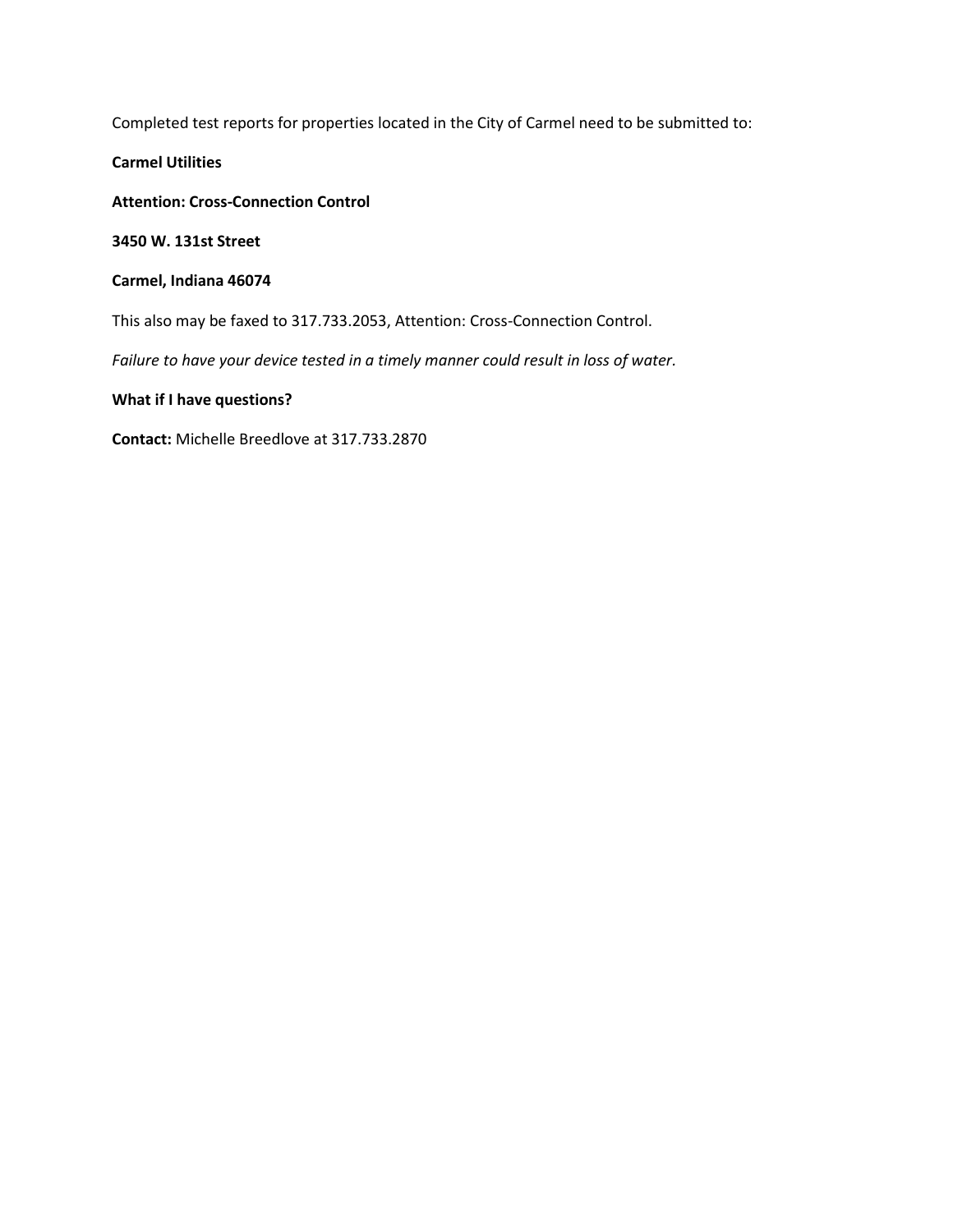Completed test reports for properties located in the City of Carmel need to be submitted to:

**Carmel Utilities**

**Attention: Cross-Connection Control**

**3450 W. 131st Street**

**Carmel, Indiana 46074**

This also may be faxed to 317.733.2053, Attention: Cross-Connection Control.

*Failure to have your device tested in a timely manner could result in loss of water.*

**What if I have questions?**

**Contact:** Michelle Breedlove at 317.733.2870